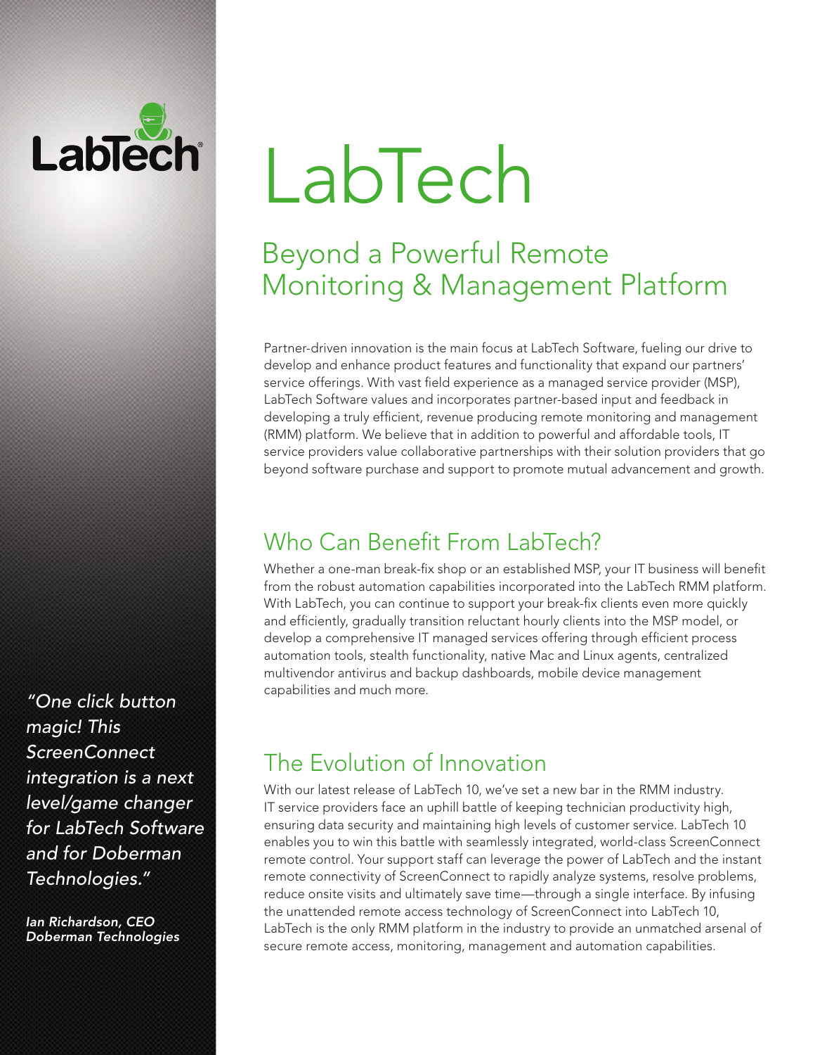# LabTech

## Beyond a Powerful Remote Monitoring & Management Platform

Partner-driven innovation is the main focus at LabTech Software, fueling our drive to develop and enhance product features and functionality that expand our partners' service offerings. With vast field experience as a managed service provider (MSP), LabTech Software values and incorporates partner-based input and feedback in developing a truly efficient, revenue producing remote monitoring and management (RMM) platform. We believe that in addition to powerful and affordable tools, IT service providers value collaborative partnerships with their solution providers that go beyond software purchase and support to promote mutual advancement and growth.

## Who Can Benefit From LabTech?

Whether a one-man break-fix shop or an established MSP, your IT business will benefit from the robust automation capabilities incorporated into the LabTech RMM platform. With LabTech, you can continue to support your break-fix clients even more quickly and efficiently, gradually transition reluctant hourly clients into the MSP model, or develop a comprehensive IT managed services offering through efficient process automation tools, stealth functionality, native Mac and Linux agents, centralized multivendor antivirus and backup dashboards, mobile device management capabilities and much more.

## The Evolution of Innovation

With our latest release of LabTech 10, we've set a new bar in the RMM industry. IT service providers face an uphill battle of keeping technician productivity high, ensuring data security and maintaining high levels of customer service. LabTech 10 enables you to win this battle with seamlessly integrated, world-class ScreenConnect remote control. Your support staff can leverage the power of LabTech and the instant remote connectivity of ScreenConnect to rapidly analyze systems, resolve problems, reduce onsite visits and ultimately save time—through a single interface. By infusing the unattended remote access technology of ScreenConnect into LabTech 10, LabTech is the only RMM platform in the industry to provide an unmatched arsenal of secure remote access, monitoring, management and automation capabilities.

*"One click button magic! This ScreenConnect integration is a next level/game changer for LabTech Software and for Doberman Technologies."*

***Ian Richardson, CEO***
***Doberman Technologies***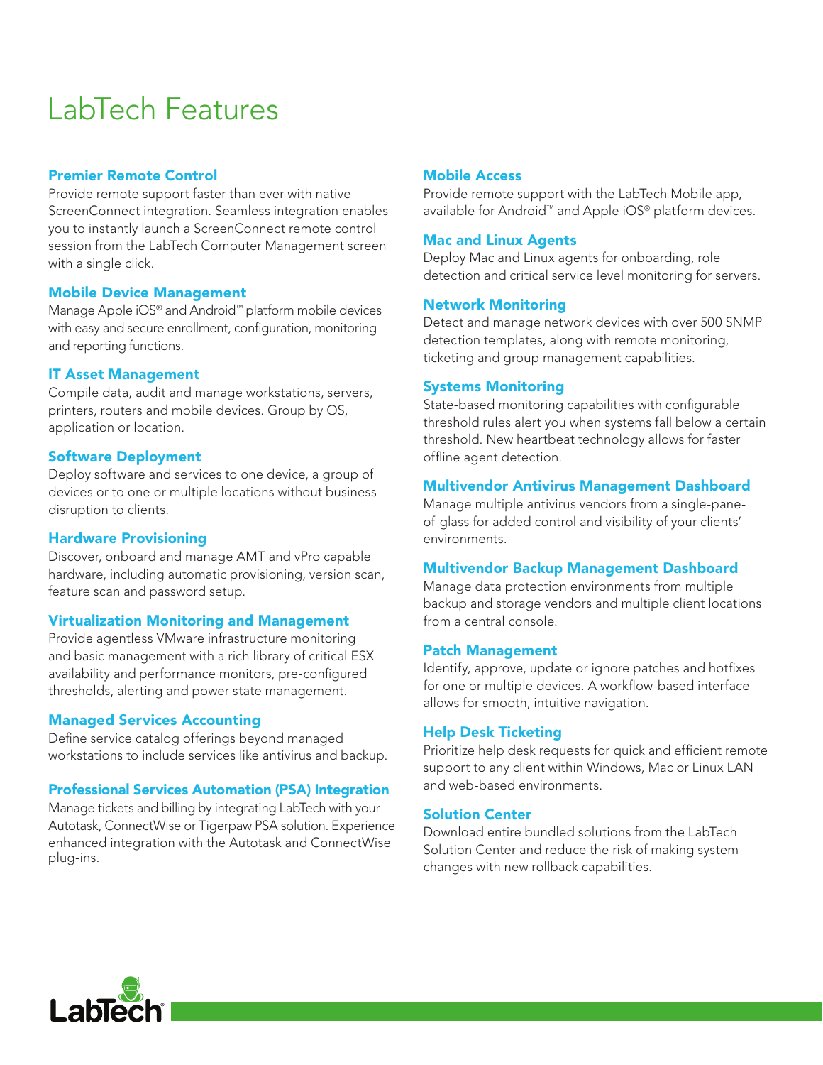# LabTech Features

### Premier Remote Control

Provide remote support faster than ever with native ScreenConnect integration. Seamless integration enables you to instantly launch a ScreenConnect remote control session from the LabTech Computer Management screen with a single click.

### Mobile Device Management

Manage Apple iOS® and Android™ platform mobile devices with easy and secure enrollment, configuration, monitoring and reporting functions.

### IT Asset Management

Compile data, audit and manage workstations, servers, printers, routers and mobile devices. Group by OS, application or location.

### Software Deployment

Deploy software and services to one device, a group of devices or to one or multiple locations without business disruption to clients.

### Hardware Provisioning

Discover, onboard and manage AMT and vPro capable hardware, including automatic provisioning, version scan, feature scan and password setup.

### Virtualization Monitoring and Management

Provide agentless VMware infrastructure monitoring and basic management with a rich library of critical ESX availability and performance monitors, pre-configured thresholds, alerting and power state management.

### Managed Services Accounting

Define service catalog offerings beyond managed workstations to include services like antivirus and backup.

### Professional Services Automation (PSA) Integration

Manage tickets and billing by integrating LabTech with your Autotask, ConnectWise or Tigerpaw PSA solution. Experience enhanced integration with the Autotask and ConnectWise plug-ins.

### Mobile Access

Provide remote support with the LabTech Mobile app, available for Android™ and Apple iOS® platform devices.

### Mac and Linux Agents

Deploy Mac and Linux agents for onboarding, role detection and critical service level monitoring for servers.

### Network Monitoring

Detect and manage network devices with over 500 SNMP detection templates, along with remote monitoring, ticketing and group management capabilities.

### Systems Monitoring

State-based monitoring capabilities with configurable threshold rules alert you when systems fall below a certain threshold. New heartbeat technology allows for faster offline agent detection.

### Multivendor Antivirus Management Dashboard

Manage multiple antivirus vendors from a single-pane-of-glass for added control and visibility of your clients' environments.

### Multivendor Backup Management Dashboard

Manage data protection environments from multiple backup and storage vendors and multiple client locations from a central console.

### Patch Management

Identify, approve, update or ignore patches and hotfixes for one or multiple devices. A workflow-based interface allows for smooth, intuitive navigation.

### Help Desk Ticketing

Prioritize help desk requests for quick and efficient remote support to any client within Windows, Mac or Linux LAN and web-based environments.

### Solution Center

Download entire bundled solutions from the LabTech Solution Center and reduce the risk of making system changes with new rollback capabilities.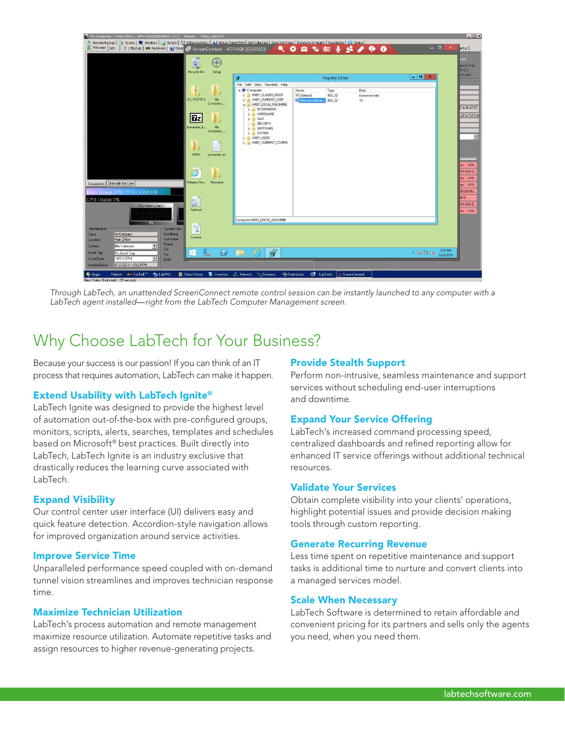*Through LabTech, an unattended ScreenConnect remote control session can be instantly launched to any computer with a LabTech agent installed—right from the LabTech Computer Management screen.*

# Why Choose LabTech for Your Business?

Because your success is our passion! If you can think of an IT process that requires automation, LabTech can make it happen.

### Extend Usability with LabTech Ignite®

LabTech Ignite was designed to provide the highest level of automation out-of-the-box with pre-configured groups, monitors, scripts, alerts, searches, templates and schedules based on Microsoft® best practices. Built directly into LabTech, LabTech Ignite is an industry exclusive that drastically reduces the learning curve associated with LabTech.

### Expand Visibility

Our control center user interface (UI) delivers easy and quick feature detection. Accordion-style navigation allows for improved organization around service activities.

### Improve Service Time

Unparalleled performance speed coupled with on-demand tunnel vision streamlines and improves technician response time.

### Maximize Technician Utilization

LabTech's process automation and remote management maximize resource utilization. Automate repetitive tasks and assign resources to higher revenue-generating projects.

### Provide Stealth Support

Perform non-intrusive, seamless maintenance and support services without scheduling end-user interruptions and downtime.

### Expand Your Service Offering

LabTech's increased command processing speed, centralized dashboards and refined reporting allow for enhanced IT service offerings without additional technical resources.

### Validate Your Services

Obtain complete visibility into your clients' operations, highlight potential issues and provide decision making tools through custom reporting.

### Generate Recurring Revenue

Less time spent on repetitive maintenance and support tasks is additional time to nurture and convert clients into a managed services model.

### Scale When Necessary

LabTech Software is determined to retain affordable and convenient pricing for its partners and sells only the agents you need, when you need them.

labtechsoftware.com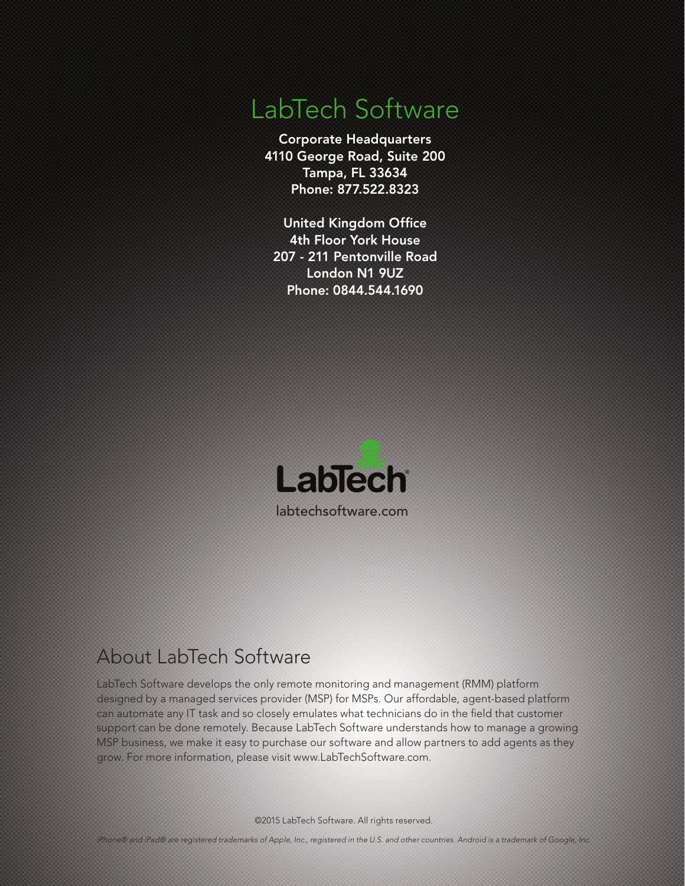# LabTech Software

**Corporate Headquarters**
**4110 George Road, Suite 200**
**Tampa, FL 33634**
**Phone: 877.522.8323**

**United Kingdom Office**
**4th Floor York House**
**207 - 211 Pentonville Road**
**London N1 9UZ**
**Phone: 0844.544.1690**

LabTech®

labtechsoftware.com

## About LabTech Software

LabTech Software develops the only remote monitoring and management (RMM) platform designed by a managed services provider (MSP) for MSPs. Our affordable, agent-based platform can automate any IT task and so closely emulates what technicians do in the field that customer support can be done remotely. Because LabTech Software understands how to manage a growing MSP business, we make it easy to purchase our software and allow partners to add agents as they grow. For more information, please visit www.LabTechSoftware.com.

©2015 LabTech Software. All rights reserved.

*iPhone® and iPad® are registered trademarks of Apple, Inc., registered in the U.S. and other countries. Android is a trademark of Google, Inc.*